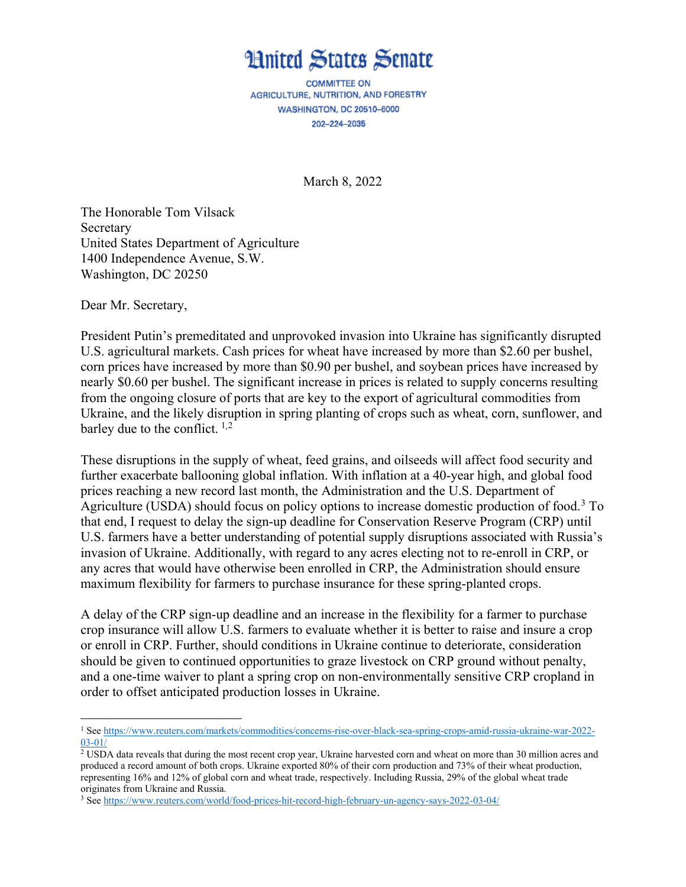# United States Senate

COMMITTEE ON
AGRICULTURE, NUTRITION, AND FORESTRY
WASHINGTON, DC 20510–6000
202–224–2035

March 8, 2022

The Honorable Tom Vilsack
Secretary
United States Department of Agriculture
1400 Independence Avenue, S.W.
Washington, DC 20250

Dear Mr. Secretary,

President Putin's premeditated and unprovoked invasion into Ukraine has significantly disrupted U.S. agricultural markets. Cash prices for wheat have increased by more than $2.60 per bushel, corn prices have increased by more than $0.90 per bushel, and soybean prices have increased by nearly $0.60 per bushel. The significant increase in prices is related to supply concerns resulting from the ongoing closure of ports that are key to the export of agricultural commodities from Ukraine, and the likely disruption in spring planting of crops such as wheat, corn, sunflower, and barley due to the conflict. [1,2]

These disruptions in the supply of wheat, feed grains, and oilseeds will affect food security and further exacerbate ballooning global inflation. With inflation at a 40-year high, and global food prices reaching a new record last month, the Administration and the U.S. Department of Agriculture (USDA) should focus on policy options to increase domestic production of food.[3] To that end, I request to delay the sign-up deadline for Conservation Reserve Program (CRP) until U.S. farmers have a better understanding of potential supply disruptions associated with Russia's invasion of Ukraine. Additionally, with regard to any acres electing not to re-enroll in CRP, or any acres that would have otherwise been enrolled in CRP, the Administration should ensure maximum flexibility for farmers to purchase insurance for these spring-planted crops.

A delay of the CRP sign-up deadline and an increase in the flexibility for a farmer to purchase crop insurance will allow U.S. farmers to evaluate whether it is better to raise and insure a crop or enroll in CRP. Further, should conditions in Ukraine continue to deteriorate, consideration should be given to continued opportunities to graze livestock on CRP ground without penalty, and a one-time waiver to plant a spring crop on non-environmentally sensitive CRP cropland in order to offset anticipated production losses in Ukraine.

---

[1] See https://www.reuters.com/markets/commodities/concerns-rise-over-black-sea-spring-crops-amid-russia-ukraine-war-2022-03-01/

[2] USDA data reveals that during the most recent crop year, Ukraine harvested corn and wheat on more than 30 million acres and produced a record amount of both crops. Ukraine exported 80% of their corn production and 73% of their wheat production, representing 16% and 12% of global corn and wheat trade, respectively. Including Russia, 29% of the global wheat trade originates from Ukraine and Russia.

[3] See https://www.reuters.com/world/food-prices-hit-record-high-february-un-agency-says-2022-03-04/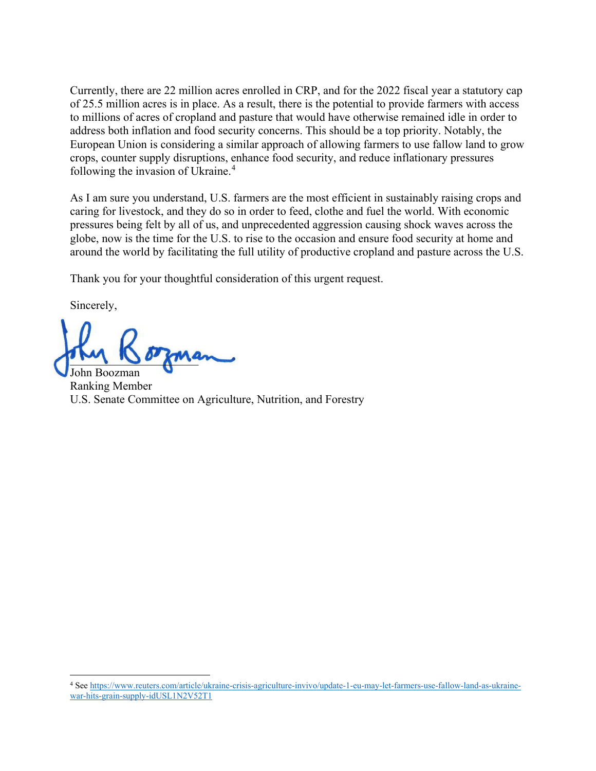Currently, there are 22 million acres enrolled in CRP, and for the 2022 fiscal year a statutory cap of 25.5 million acres is in place. As a result, there is the potential to provide farmers with access to millions of acres of cropland and pasture that would have otherwise remained idle in order to address both inflation and food security concerns. This should be a top priority. Notably, the European Union is considering a similar approach of allowing farmers to use fallow land to grow crops, counter supply disruptions, enhance food security, and reduce inflationary pressures following the invasion of Ukraine.[4]

As I am sure you understand, U.S. farmers are the most efficient in sustainably raising crops and caring for livestock, and they do so in order to feed, clothe and fuel the world. With economic pressures being felt by all of us, and unprecedented aggression causing shock waves across the globe, now is the time for the U.S. to rise to the occasion and ensure food security at home and around the world by facilitating the full utility of productive cropland and pasture across the U.S.

Thank you for your thoughtful consideration of this urgent request.

Sincerely,

John Boozman
Ranking Member
U.S. Senate Committee on Agriculture, Nutrition, and Forestry

---

[4] See https://www.reuters.com/article/ukraine-crisis-agriculture-invivo/update-1-eu-may-let-farmers-use-fallow-land-as-ukraine-war-hits-grain-supply-idUSL1N2V52T1